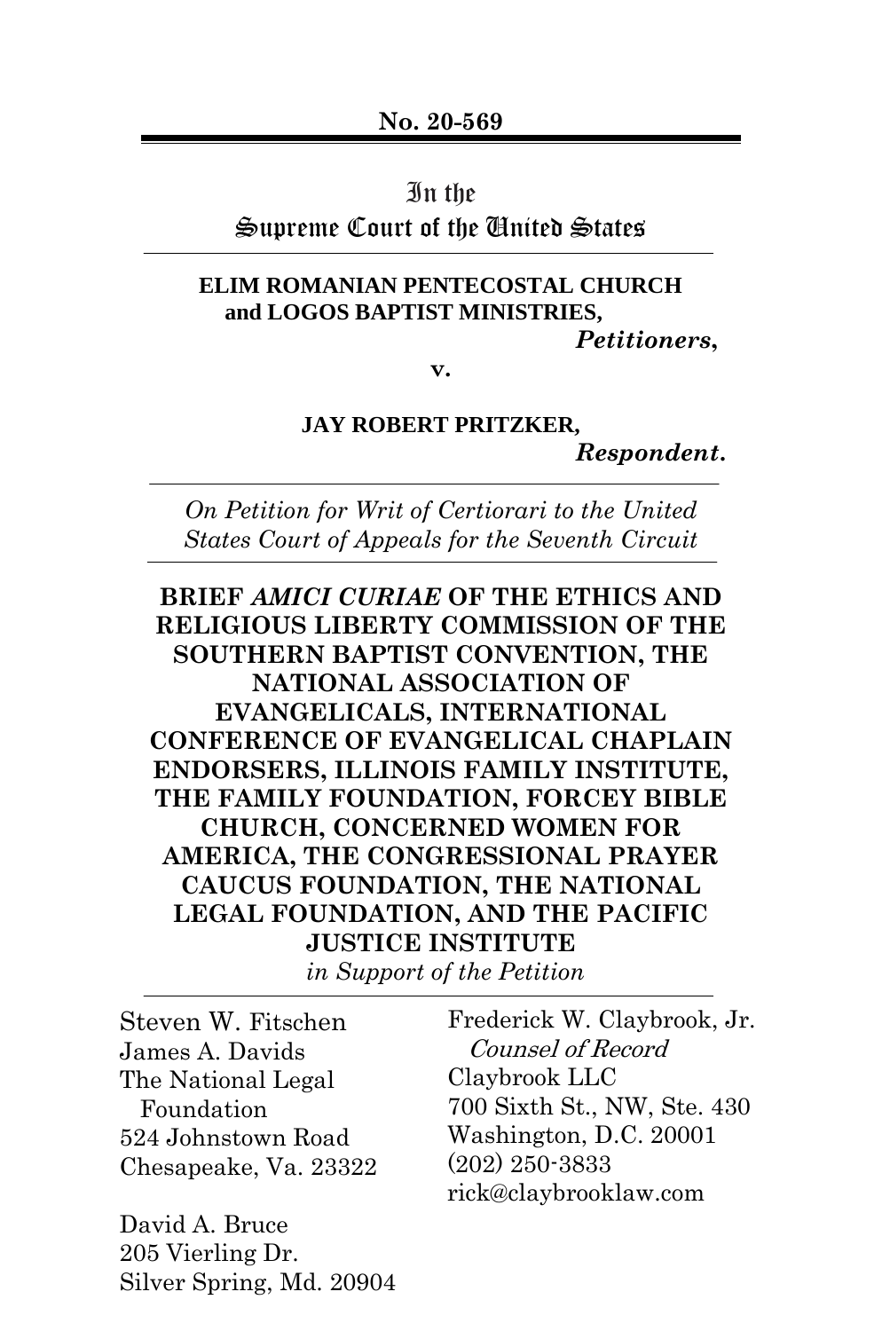**No. 20-569**

In the
Supreme Court of the United States

**ELIM ROMANIAN PENTECOSTAL CHURCH and LOGOS BAPTIST MINISTRIES,**
***Petitioners*,**

**v.**

**JAY ROBERT PRITZKER,**
***Respondent*.**

*On Petition for Writ of Certiorari to the United States Court of Appeals for the Seventh Circuit*

**BRIEF *AMICI CURIAE* OF THE ETHICS AND RELIGIOUS LIBERTY COMMISSION OF THE SOUTHERN BAPTIST CONVENTION, THE NATIONAL ASSOCIATION OF EVANGELICALS, INTERNATIONAL CONFERENCE OF EVANGELICAL CHAPLAIN ENDORSERS, ILLINOIS FAMILY INSTITUTE, THE FAMILY FOUNDATION, FORCEY BIBLE CHURCH, CONCERNED WOMEN FOR AMERICA, THE CONGRESSIONAL PRAYER CAUCUS FOUNDATION, THE NATIONAL LEGAL FOUNDATION, AND THE PACIFIC JUSTICE INSTITUTE**
*in Support of the Petition*

Steven W. Fitschen
James A. Davids
The National Legal Foundation
524 Johnstown Road
Chesapeake, Va. 23322

David A. Bruce
205 Vierling Dr.
Silver Spring, Md. 20904

Frederick W. Claybrook, Jr.
*Counsel of Record*
Claybrook LLC
700 Sixth St., NW, Ste. 430
Washington, D.C. 20001
(202) 250-3833
rick@claybrooklaw.com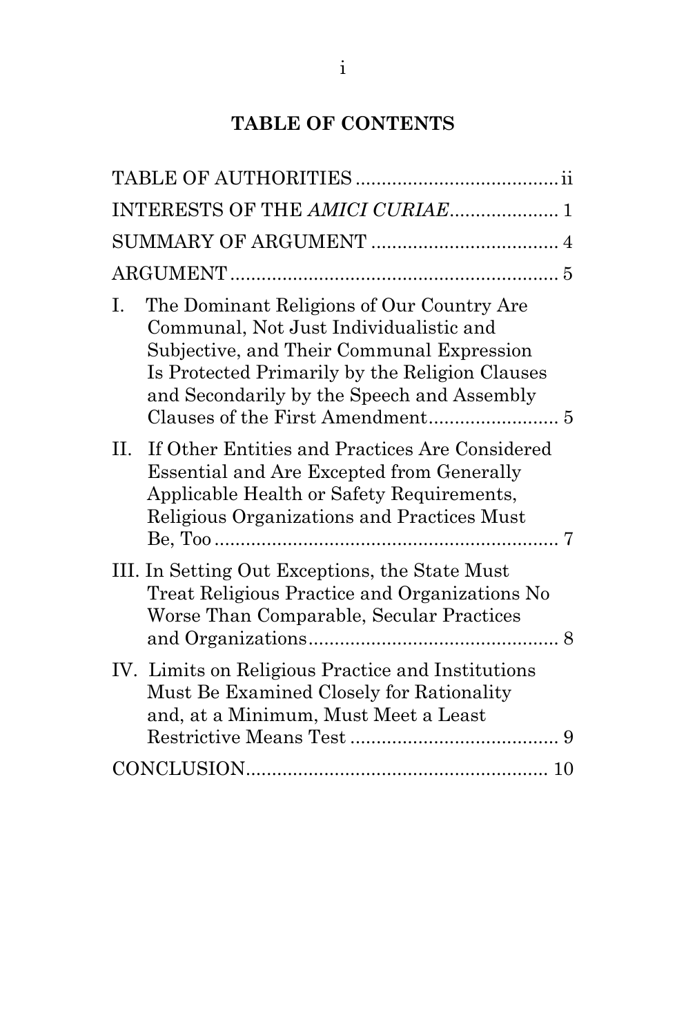## TABLE OF CONTENTS

TABLE OF AUTHORITIES .......................................ii

INTERESTS OF THE *AMICI CURIAE*..................... 1

SUMMARY OF ARGUMENT .................................... 4

ARGUMENT ............................................................... 5

I. The Dominant Religions of Our Country Are Communal, Not Just Individualistic and Subjective, and Their Communal Expression Is Protected Primarily by the Religion Clauses and Secondarily by the Speech and Assembly Clauses of the First Amendment......................... 5

II. If Other Entities and Practices Are Considered Essential and Are Excepted from Generally Applicable Health or Safety Requirements, Religious Organizations and Practices Must Be, Too ................................................................... 7

III. In Setting Out Exceptions, the State Must Treat Religious Practice and Organizations No Worse Than Comparable, Secular Practices and Organizations................................................ 8

IV. Limits on Religious Practice and Institutions Must Be Examined Closely for Rationality and, at a Minimum, Must Meet a Least Restrictive Means Test ........................................ 9

CONCLUSION.......................................................... 10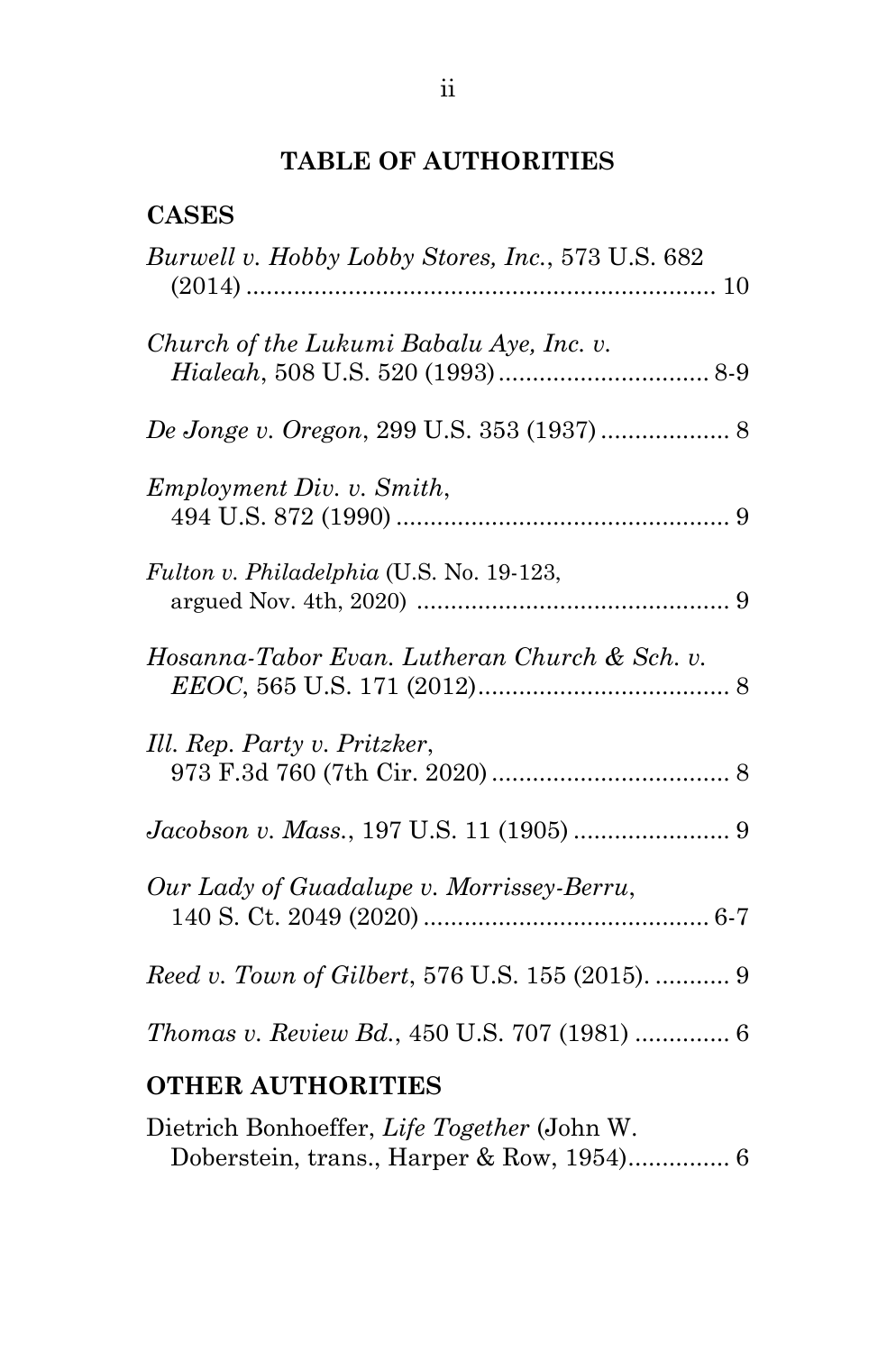## TABLE OF AUTHORITIES

### CASES

*Burwell v. Hobby Lobby Stores, Inc.*, 573 U.S. 682 (2014) .................................................................... 10

*Church of the Lukumi Babalu Aye, Inc. v. Hialeah*, 508 U.S. 520 (1993) ............................... 8-9

*De Jonge v. Oregon*, 299 U.S. 353 (1937) .................. 8

*Employment Div. v. Smith*, 494 U.S. 872 (1990) ................................................ 9

*Fulton v. Philadelphia* (U.S. No. 19-123, argued Nov. 4th, 2020) .............................................. 9

*Hosanna-Tabor Evan. Lutheran Church & Sch. v. EEOC*, 565 U.S. 171 (2012).................................... 8

*Ill. Rep. Party v. Pritzker*, 973 F.3d 760 (7th Cir. 2020) .................................. 8

*Jacobson v. Mass.*, 197 U.S. 11 (1905) ....................... 9

*Our Lady of Guadalupe v. Morrissey-Berru*, 140 S. Ct. 2049 (2020) .......................................... 6-7

*Reed v. Town of Gilbert*, 576 U.S. 155 (2015). .......... 9

*Thomas v. Review Bd.*, 450 U.S. 707 (1981) .............. 6

### OTHER AUTHORITIES

Dietrich Bonhoeffer, *Life Together* (John W. Doberstein, trans., Harper & Row, 1954)............... 6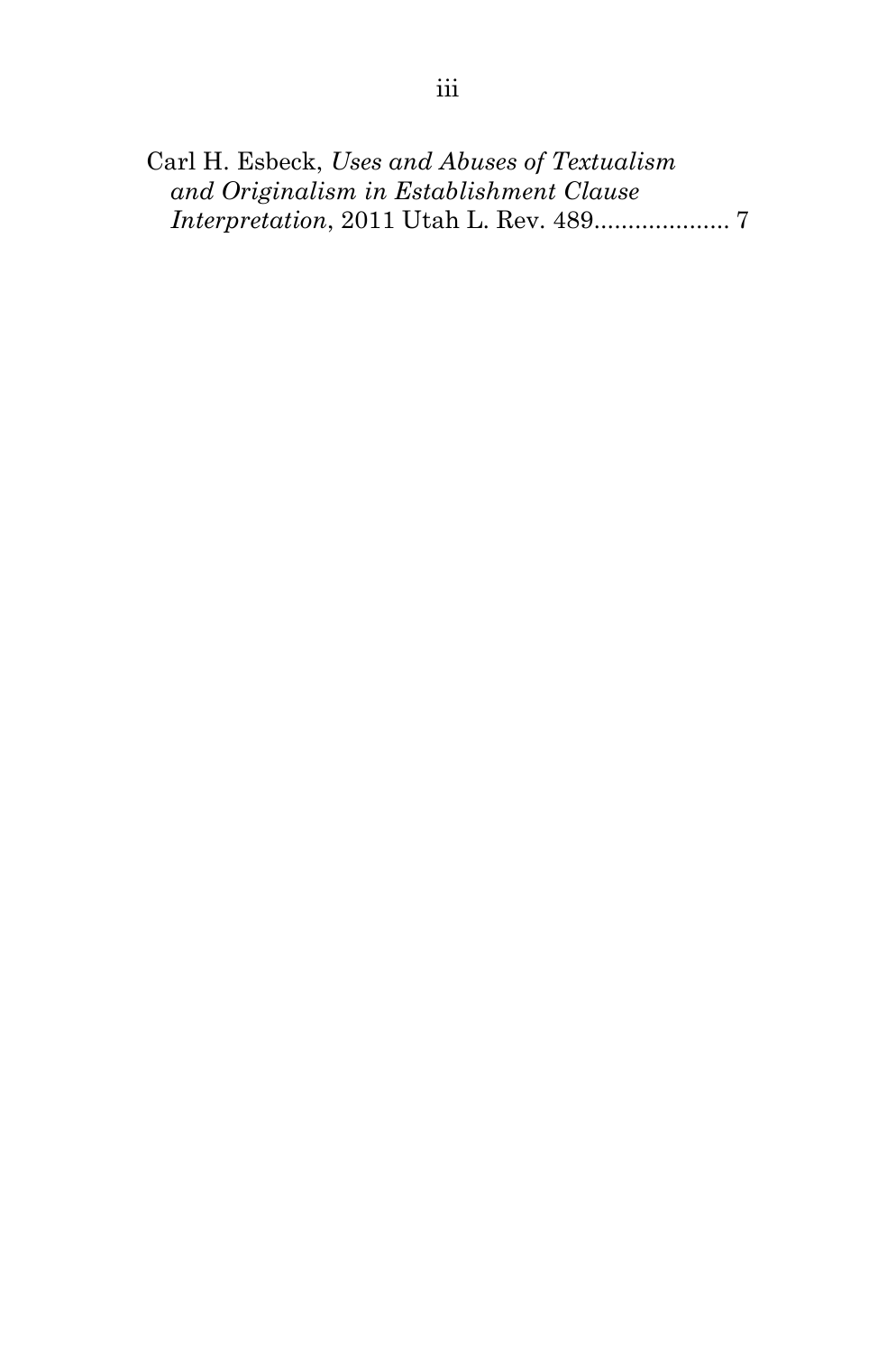Carl H. Esbeck, *Uses and Abuses of Textualism and Originalism in Establishment Clause Interpretation*, 2011 Utah L. Rev. 489.................... 7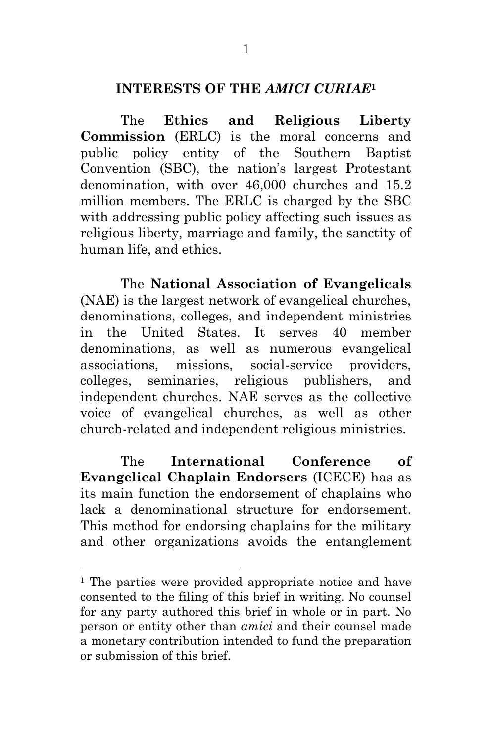## INTERESTS OF THE *AMICI CURIAE*[1]

The **Ethics and Religious Liberty Commission** (ERLC) is the moral concerns and public policy entity of the Southern Baptist Convention (SBC), the nation's largest Protestant denomination, with over 46,000 churches and 15.2 million members. The ERLC is charged by the SBC with addressing public policy affecting such issues as religious liberty, marriage and family, the sanctity of human life, and ethics.

The **National Association of Evangelicals** (NAE) is the largest network of evangelical churches, denominations, colleges, and independent ministries in the United States. It serves 40 member denominations, as well as numerous evangelical associations, missions, social-service providers, colleges, seminaries, religious publishers, and independent churches. NAE serves as the collective voice of evangelical churches, as well as other church-related and independent religious ministries.

The **International Conference of Evangelical Chaplain Endorsers** (ICECE) has as its main function the endorsement of chaplains who lack a denominational structure for endorsement. This method for endorsing chaplains for the military and other organizations avoids the entanglement

---

[1] The parties were provided appropriate notice and have consented to the filing of this brief in writing. No counsel for any party authored this brief in whole or in part. No person or entity other than *amici* and their counsel made a monetary contribution intended to fund the preparation or submission of this brief.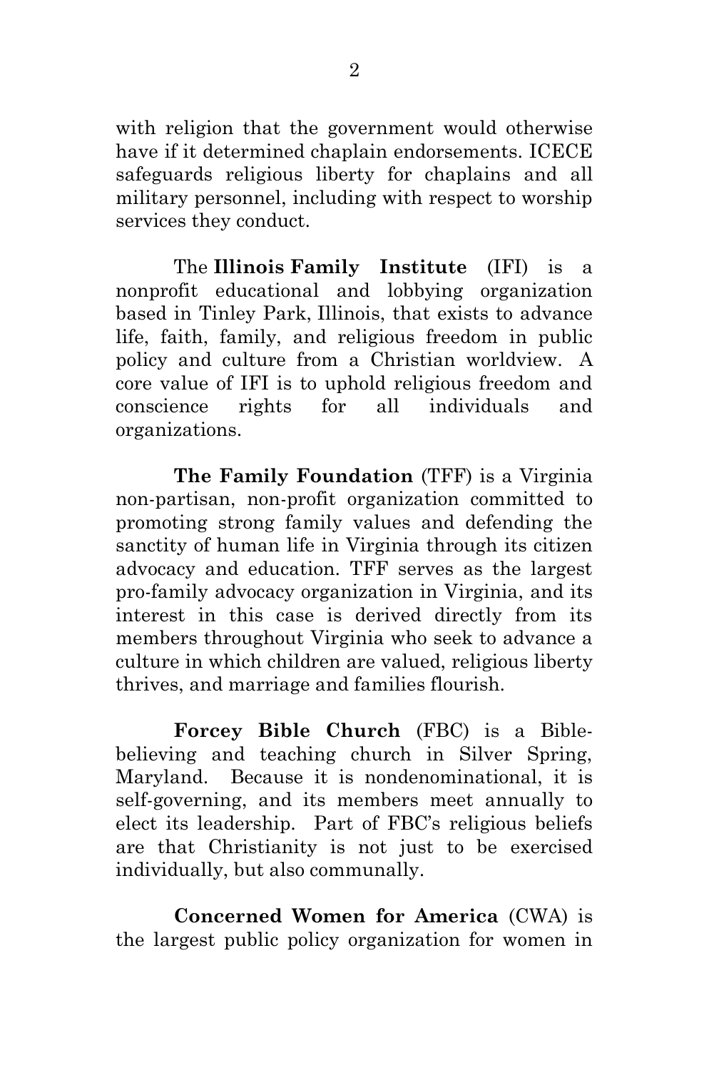with religion that the government would otherwise have if it determined chaplain endorsements. ICECE safeguards religious liberty for chaplains and all military personnel, including with respect to worship services they conduct.

The **Illinois Family Institute** (IFI) is a nonprofit educational and lobbying organization based in Tinley Park, Illinois, that exists to advance life, faith, family, and religious freedom in public policy and culture from a Christian worldview. A core value of IFI is to uphold religious freedom and conscience rights for all individuals and organizations.

**The Family Foundation** (TFF) is a Virginia non-partisan, non-profit organization committed to promoting strong family values and defending the sanctity of human life in Virginia through its citizen advocacy and education. TFF serves as the largest pro-family advocacy organization in Virginia, and its interest in this case is derived directly from its members throughout Virginia who seek to advance a culture in which children are valued, religious liberty thrives, and marriage and families flourish.

**Forcey Bible Church** (FBC) is a Bible-believing and teaching church in Silver Spring, Maryland. Because it is nondenominational, it is self-governing, and its members meet annually to elect its leadership. Part of FBC's religious beliefs are that Christianity is not just to be exercised individually, but also communally.

**Concerned Women for America** (CWA) is the largest public policy organization for women in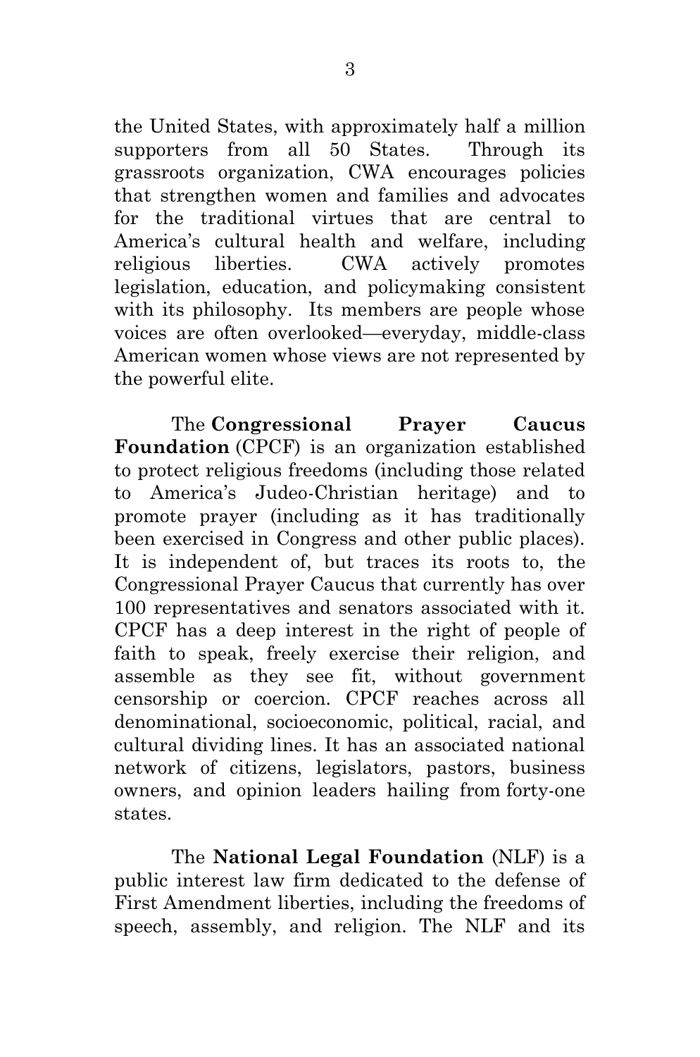the United States, with approximately half a million supporters from all 50 States. Through its grassroots organization, CWA encourages policies that strengthen women and families and advocates for the traditional virtues that are central to America's cultural health and welfare, including religious liberties. CWA actively promotes legislation, education, and policymaking consistent with its philosophy. Its members are people whose voices are often overlooked—everyday, middle-class American women whose views are not represented by the powerful elite.

The **Congressional Prayer Caucus Foundation** (CPCF) is an organization established to protect religious freedoms (including those related to America's Judeo-Christian heritage) and to promote prayer (including as it has traditionally been exercised in Congress and other public places). It is independent of, but traces its roots to, the Congressional Prayer Caucus that currently has over 100 representatives and senators associated with it. CPCF has a deep interest in the right of people of faith to speak, freely exercise their religion, and assemble as they see fit, without government censorship or coercion. CPCF reaches across all denominational, socioeconomic, political, racial, and cultural dividing lines. It has an associated national network of citizens, legislators, pastors, business owners, and opinion leaders hailing from forty-one states.

The **National Legal Foundation** (NLF) is a public interest law firm dedicated to the defense of First Amendment liberties, including the freedoms of speech, assembly, and religion. The NLF and its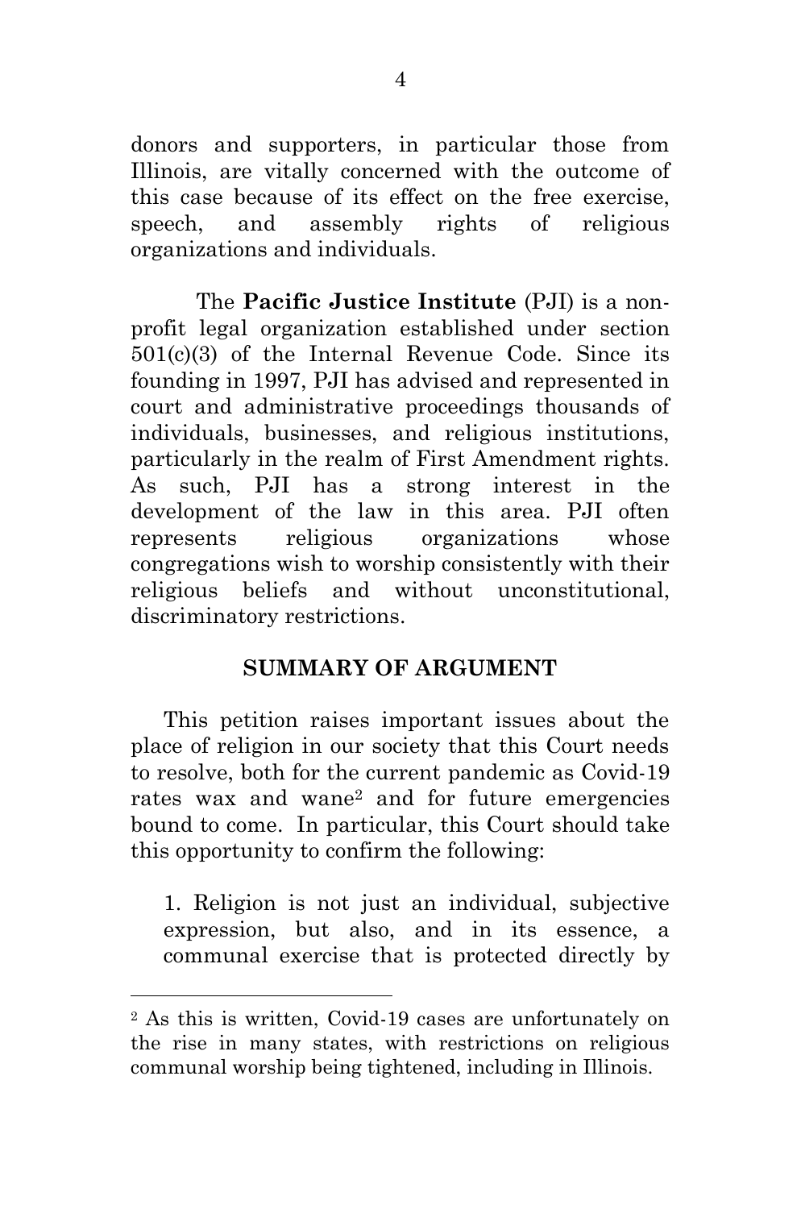donors and supporters, in particular those from Illinois, are vitally concerned with the outcome of this case because of its effect on the free exercise, speech, and assembly rights of religious organizations and individuals.

The **Pacific Justice Institute** (PJI) is a non-profit legal organization established under section 501(c)(3) of the Internal Revenue Code. Since its founding in 1997, PJI has advised and represented in court and administrative proceedings thousands of individuals, businesses, and religious institutions, particularly in the realm of First Amendment rights. As such, PJI has a strong interest in the development of the law in this area. PJI often represents religious organizations whose congregations wish to worship consistently with their religious beliefs and without unconstitutional, discriminatory restrictions.

## SUMMARY OF ARGUMENT

This petition raises important issues about the place of religion in our society that this Court needs to resolve, both for the current pandemic as Covid-19 rates wax and wane[2] and for future emergencies bound to come. In particular, this Court should take this opportunity to confirm the following:

1. Religion is not just an individual, subjective expression, but also, and in its essence, a communal exercise that is protected directly by

[2] As this is written, Covid-19 cases are unfortunately on the rise in many states, with restrictions on religious communal worship being tightened, including in Illinois.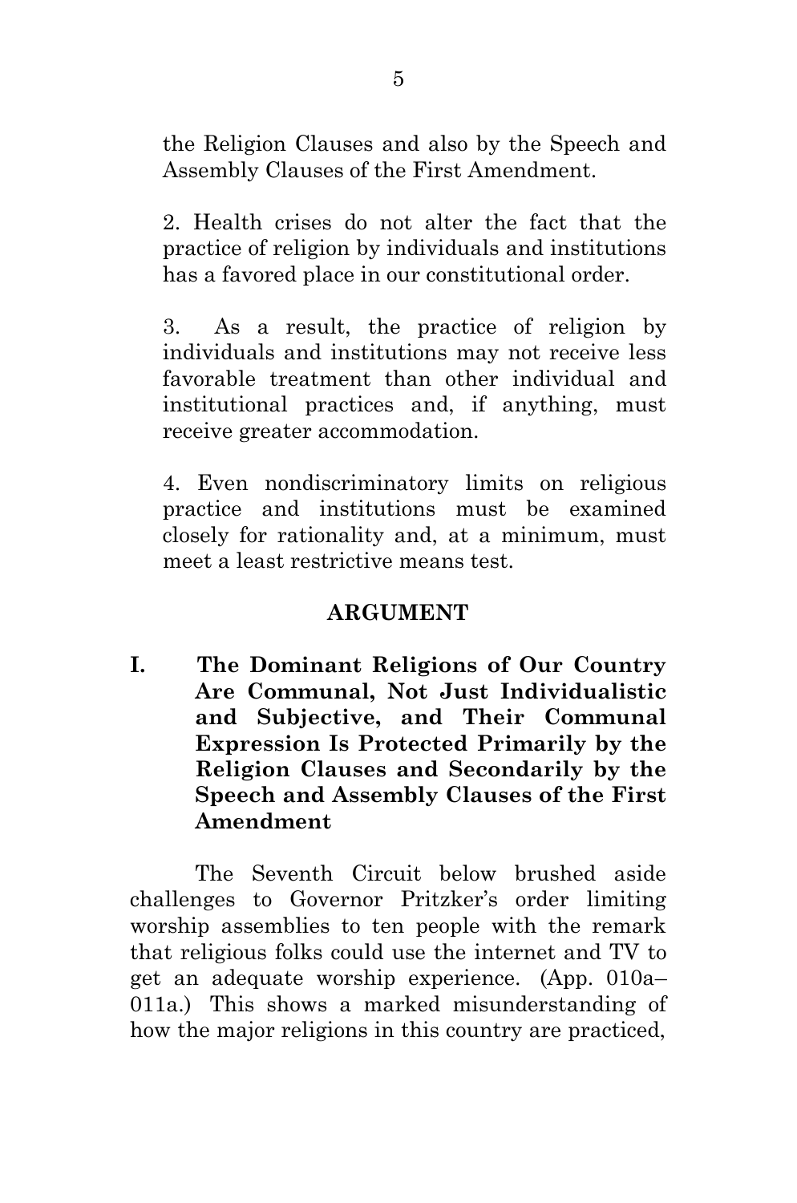the Religion Clauses and also by the Speech and Assembly Clauses of the First Amendment.

2. Health crises do not alter the fact that the practice of religion by individuals and institutions has a favored place in our constitutional order.

3. As a result, the practice of religion by individuals and institutions may not receive less favorable treatment than other individual and institutional practices and, if anything, must receive greater accommodation.

4. Even nondiscriminatory limits on religious practice and institutions must be examined closely for rationality and, at a minimum, must meet a least restrictive means test.

## ARGUMENT

### I. The Dominant Religions of Our Country Are Communal, Not Just Individualistic and Subjective, and Their Communal Expression Is Protected Primarily by the Religion Clauses and Secondarily by the Speech and Assembly Clauses of the First Amendment

The Seventh Circuit below brushed aside challenges to Governor Pritzker's order limiting worship assemblies to ten people with the remark that religious folks could use the internet and TV to get an adequate worship experience. (App. 010a–011a.) This shows a marked misunderstanding of how the major religions in this country are practiced,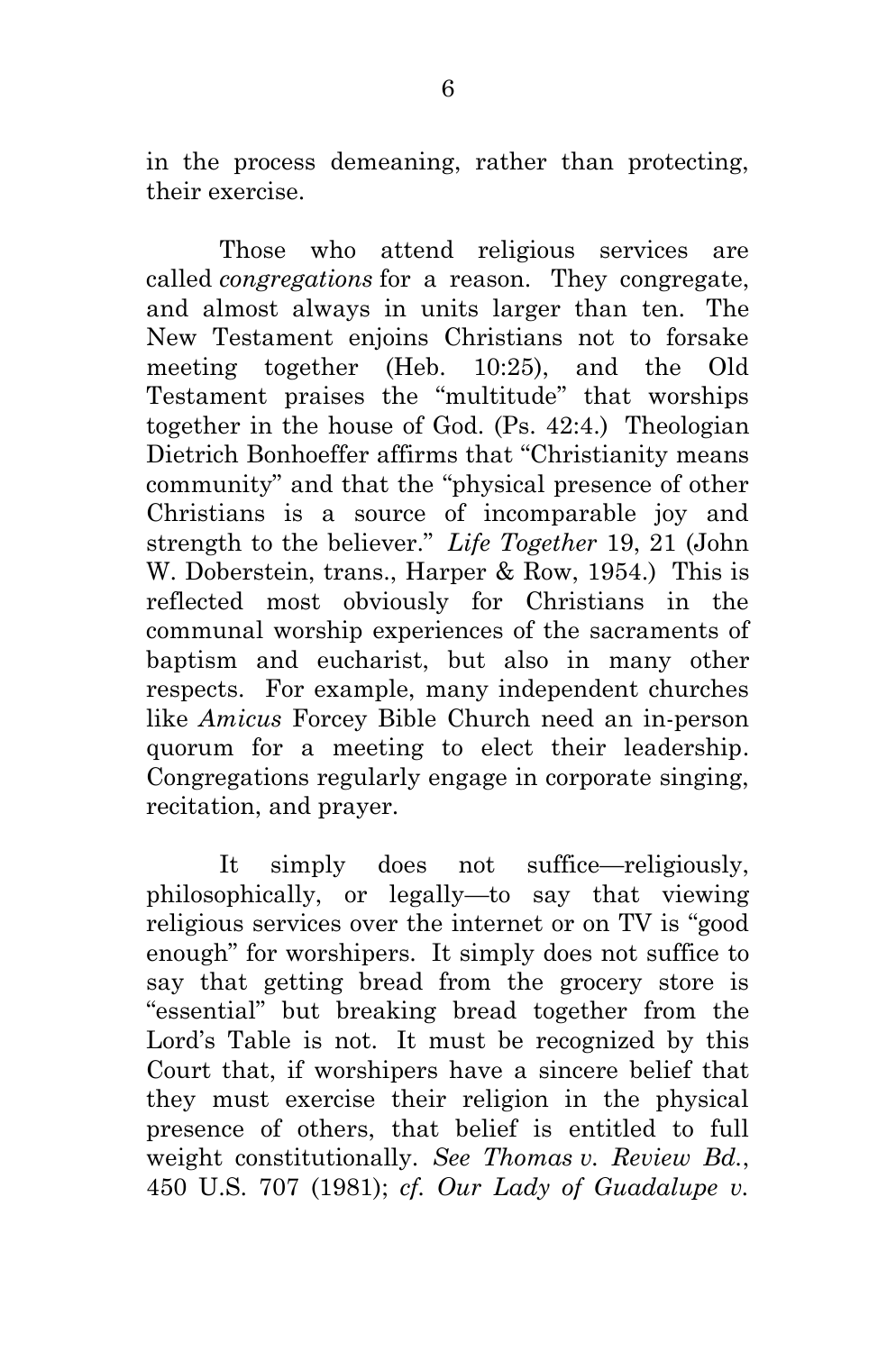in the process demeaning, rather than protecting, their exercise.

Those who attend religious services are called *congregations* for a reason. They congregate, and almost always in units larger than ten. The New Testament enjoins Christians not to forsake meeting together (Heb. 10:25), and the Old Testament praises the "multitude" that worships together in the house of God. (Ps. 42:4.) Theologian Dietrich Bonhoeffer affirms that "Christianity means community" and that the "physical presence of other Christians is a source of incomparable joy and strength to the believer." *Life Together* 19, 21 (John W. Doberstein, trans., Harper & Row, 1954.) This is reflected most obviously for Christians in the communal worship experiences of the sacraments of baptism and eucharist, but also in many other respects. For example, many independent churches like *Amicus* Forcey Bible Church need an in-person quorum for a meeting to elect their leadership. Congregations regularly engage in corporate singing, recitation, and prayer.

It simply does not suffice—religiously, philosophically, or legally—to say that viewing religious services over the internet or on TV is "good enough" for worshipers. It simply does not suffice to say that getting bread from the grocery store is "essential" but breaking bread together from the Lord's Table is not. It must be recognized by this Court that, if worshipers have a sincere belief that they must exercise their religion in the physical presence of others, that belief is entitled to full weight constitutionally. *See Thomas v. Review Bd.*, 450 U.S. 707 (1981); *cf. Our Lady of Guadalupe v.*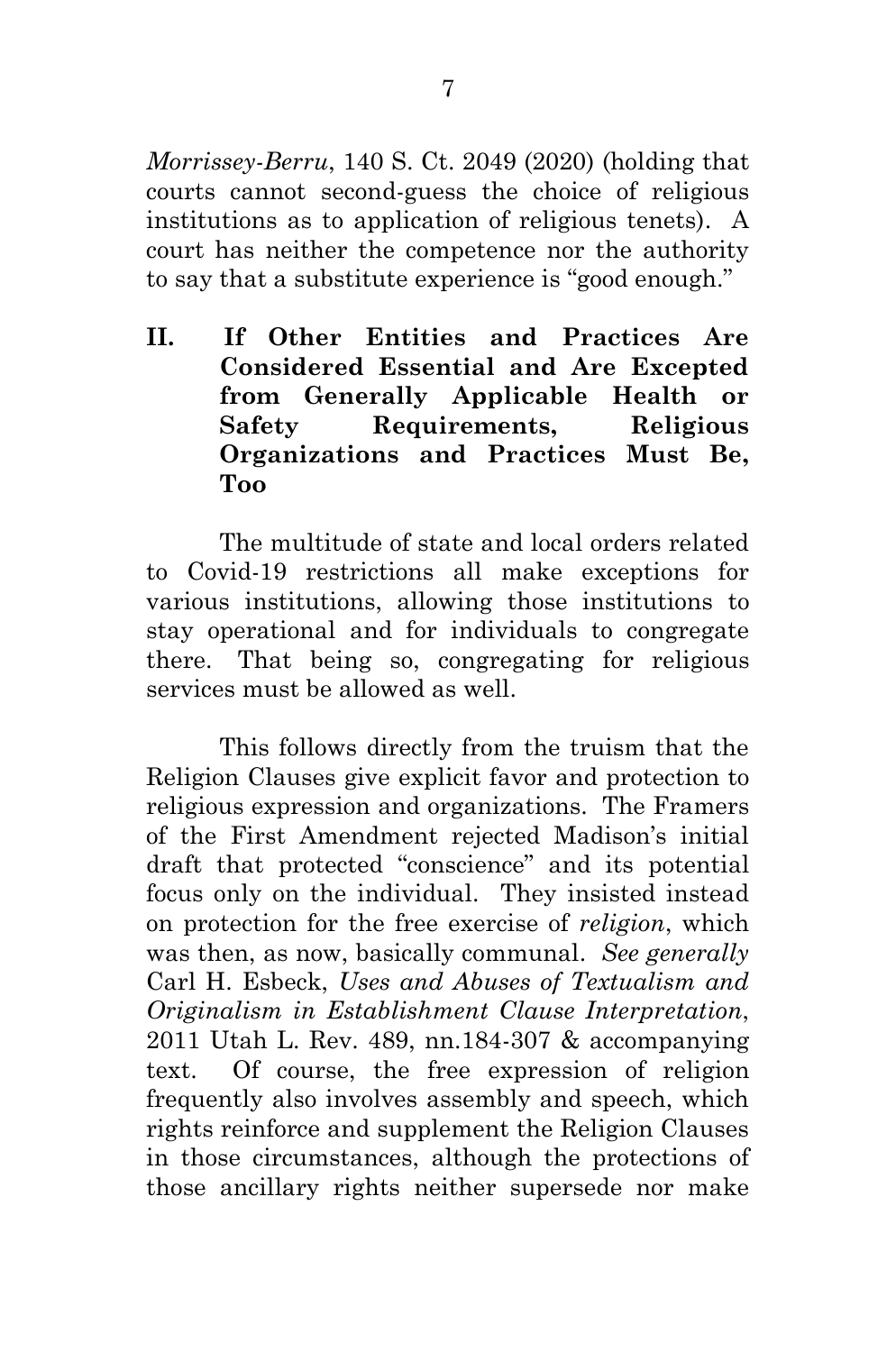*Morrissey-Berru*, 140 S. Ct. 2049 (2020) (holding that courts cannot second-guess the choice of religious institutions as to application of religious tenets). A court has neither the competence nor the authority to say that a substitute experience is "good enough."

## II. If Other Entities and Practices Are Considered Essential and Are Excepted from Generally Applicable Health or Safety Requirements, Religious Organizations and Practices Must Be, Too

The multitude of state and local orders related to Covid-19 restrictions all make exceptions for various institutions, allowing those institutions to stay operational and for individuals to congregate there. That being so, congregating for religious services must be allowed as well.

This follows directly from the truism that the Religion Clauses give explicit favor and protection to religious expression and organizations. The Framers of the First Amendment rejected Madison's initial draft that protected "conscience" and its potential focus only on the individual. They insisted instead on protection for the free exercise of *religion*, which was then, as now, basically communal. *See generally* Carl H. Esbeck, *Uses and Abuses of Textualism and Originalism in Establishment Clause Interpretation*, 2011 Utah L. Rev. 489, nn.184-307 & accompanying text. Of course, the free expression of religion frequently also involves assembly and speech, which rights reinforce and supplement the Religion Clauses in those circumstances, although the protections of those ancillary rights neither supersede nor make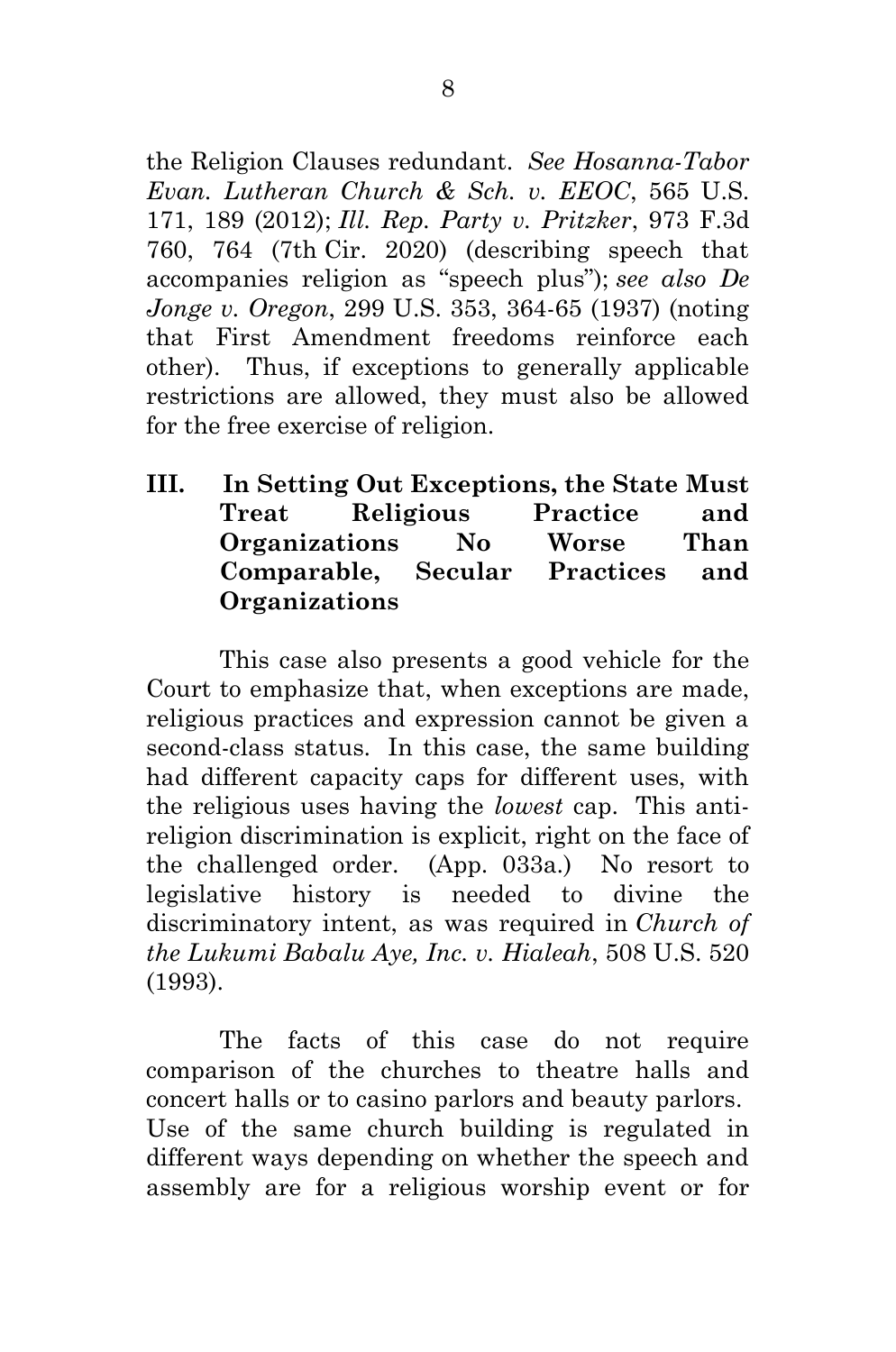the Religion Clauses redundant. *See Hosanna-Tabor Evan. Lutheran Church & Sch. v. EEOC*, 565 U.S. 171, 189 (2012); *Ill. Rep. Party v. Pritzker*, 973 F.3d 760, 764 (7th Cir. 2020) (describing speech that accompanies religion as "speech plus"); *see also De Jonge v. Oregon*, 299 U.S. 353, 364-65 (1937) (noting that First Amendment freedoms reinforce each other). Thus, if exceptions to generally applicable restrictions are allowed, they must also be allowed for the free exercise of religion.

## III. In Setting Out Exceptions, the State Must Treat Religious Practice and Organizations No Worse Than Comparable, Secular Practices and Organizations

This case also presents a good vehicle for the Court to emphasize that, when exceptions are made, religious practices and expression cannot be given a second-class status. In this case, the same building had different capacity caps for different uses, with the religious uses having the *lowest* cap. This anti-religion discrimination is explicit, right on the face of the challenged order. (App. 033a.) No resort to legislative history is needed to divine the discriminatory intent, as was required in *Church of the Lukumi Babalu Aye, Inc. v. Hialeah*, 508 U.S. 520 (1993).

The facts of this case do not require comparison of the churches to theatre halls and concert halls or to casino parlors and beauty parlors. Use of the same church building is regulated in different ways depending on whether the speech and assembly are for a religious worship event or for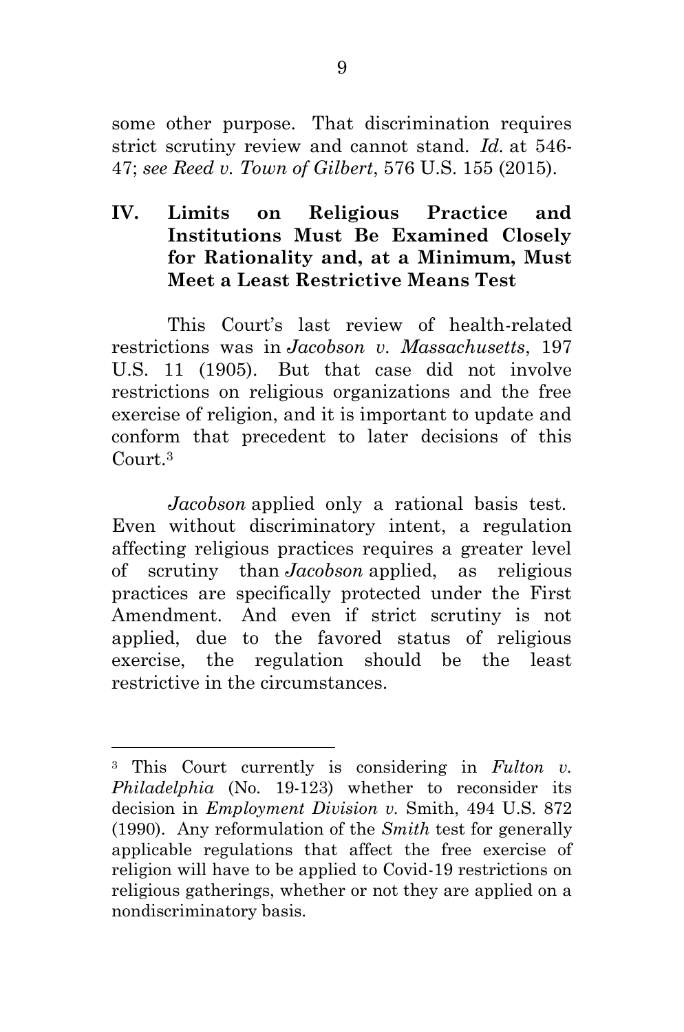some other purpose. That discrimination requires strict scrutiny review and cannot stand. *Id.* at 546-47; *see Reed v. Town of Gilbert*, 576 U.S. 155 (2015).

## IV. Limits on Religious Practice and Institutions Must Be Examined Closely for Rationality and, at a Minimum, Must Meet a Least Restrictive Means Test

This Court's last review of health-related restrictions was in *Jacobson v. Massachusetts*, 197 U.S. 11 (1905). But that case did not involve restrictions on religious organizations and the free exercise of religion, and it is important to update and conform that precedent to later decisions of this Court.[3]

*Jacobson* applied only a rational basis test. Even without discriminatory intent, a regulation affecting religious practices requires a greater level of scrutiny than *Jacobson* applied, as religious practices are specifically protected under the First Amendment. And even if strict scrutiny is not applied, due to the favored status of religious exercise, the regulation should be the least restrictive in the circumstances.

---

[3] This Court currently is considering in *Fulton v. Philadelphia* (No. 19-123) whether to reconsider its decision in *Employment Division v.* Smith, 494 U.S. 872 (1990). Any reformulation of the *Smith* test for generally applicable regulations that affect the free exercise of religion will have to be applied to Covid-19 restrictions on religious gatherings, whether or not they are applied on a nondiscriminatory basis.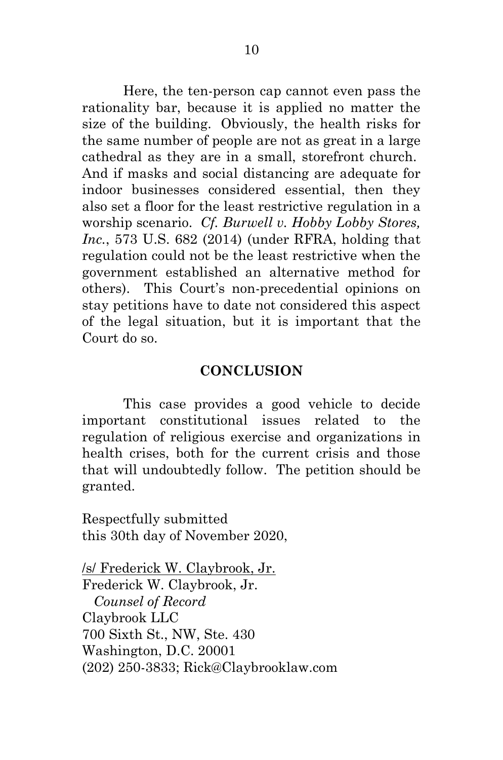Here, the ten-person cap cannot even pass the rationality bar, because it is applied no matter the size of the building. Obviously, the health risks for the same number of people are not as great in a large cathedral as they are in a small, storefront church. And if masks and social distancing are adequate for indoor businesses considered essential, then they also set a floor for the least restrictive regulation in a worship scenario. *Cf. Burwell v. Hobby Lobby Stores, Inc.*, 573 U.S. 682 (2014) (under RFRA, holding that regulation could not be the least restrictive when the government established an alternative method for others). This Court's non-precedential opinions on stay petitions have to date not considered this aspect of the legal situation, but it is important that the Court do so.

## CONCLUSION

This case provides a good vehicle to decide important constitutional issues related to the regulation of religious exercise and organizations in health crises, both for the current crisis and those that will undoubtedly follow. The petition should be granted.

Respectfully submitted
this 30th day of November 2020,

/s/ Frederick W. Claybrook, Jr.
Frederick W. Claybrook, Jr.
*Counsel of Record*
Claybrook LLC
700 Sixth St., NW, Ste. 430
Washington, D.C. 20001
(202) 250-3833; Rick@Claybrooklaw.com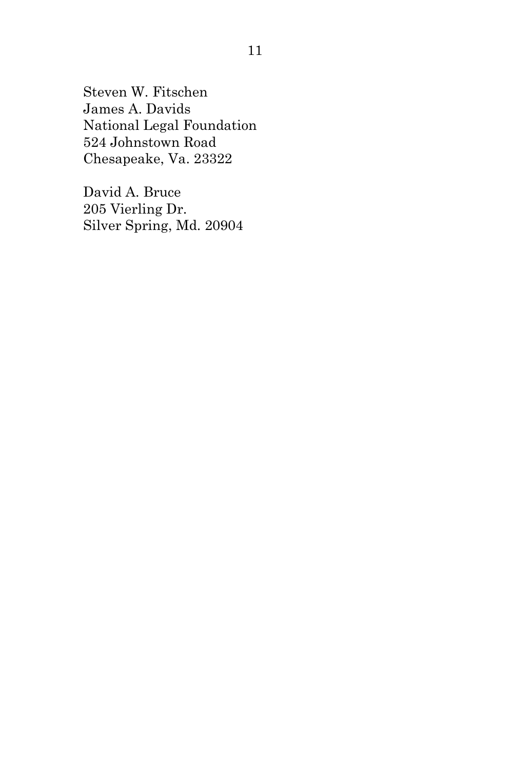Steven W. Fitschen  
James A. Davids  
National Legal Foundation  
524 Johnstown Road  
Chesapeake, Va. 23322

David A. Bruce  
205 Vierling Dr.  
Silver Spring, Md. 20904